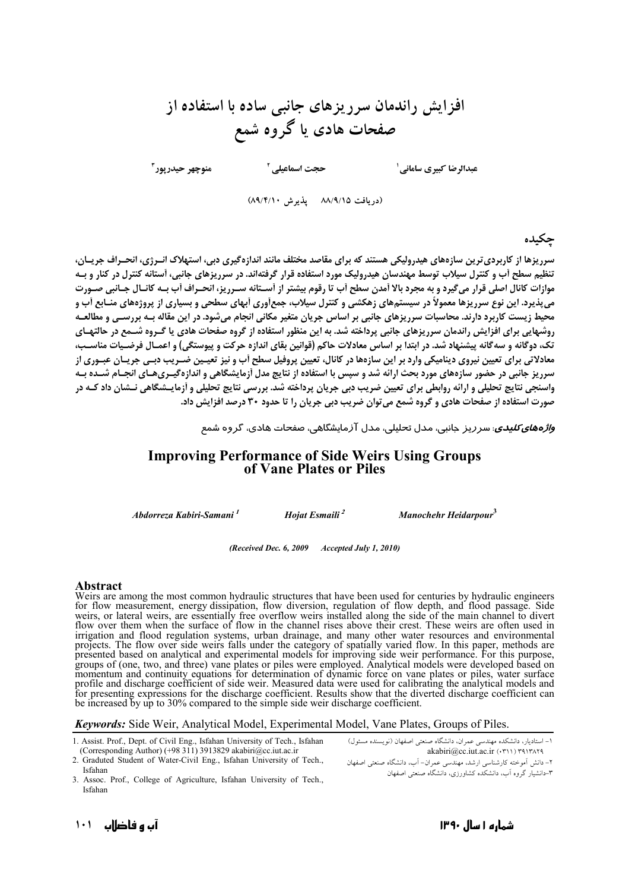# افزایش راندمان سرریزهای جانبی ساده با استفاده از صفحات هادی یا گروه شمع

عبدالرضا کبیری سامانی[1] حجت اسماعیلی[2] منوچهر حیدرپور[3]

(دریافت ۸۸/۹/۱۵ پذیرش ۸۹/۴/۱۰)

## چکیده

سرریزها از کاربردی‌ترین سازه‌های هیدرولیکی هستند که برای مقاصد مختلف مانند اندازه‌گیری دبی، استهلاک انرژی، انحراف جریان، تنظیم سطح آب و کنترل سیلاب توسط مهندسان هیدرولیک مورد استفاده قرار گرفته‌اند. در سرریزهای جانبی، آستانه کنترل در کنار و به موازات کانال اصلی قرار می‌گیرد و به مجرد بالا آمدن سطح آب تا رقوم بیشتر از آستانه سرریز، انحراف آب به کانال جانبی صورت می‌پذیرد. این نوع سرریزها معمولاً در سیستم‌های زهکشی و کنترل سیلاب، جمع‌آوری آبهای سطحی و بسیاری از پروژه‌های منابع آب و محیط زیست کاربرد دارند. محاسبات سرریزهای جانبی بر اساس جریان متغیر مکانی انجام می‌شود. در این مقاله به بررسی و مطالعه روشهایی برای افزایش راندمان سرریزهای جانبی پرداخته شد. به این منظور استفاده از گروه صفحات هادی یا گروه شمع در حالتهای تک، دوگانه و سه‌گانه پیشنهاد شد. در ابتدا بر اساس معادلات حاکم (قوانین بقای اندازه حرکت و پیوستگی) و اعمال فرضیات مناسب، معادلاتی برای تعیین نیروی دینامیکی وارد بر این سازه‌ها در کانال، تعیین پروفیل سطح آب و نیز تعیین ضریب دبی جریان عبوری از سرریز جانبی در حضور سازه‌های مورد بحث ارائه شد و سپس با استفاده از نتایج مدل آزمایشگاهی و اندازه‌گیری‌های انجام شده به واسنجی نتایج تحلیلی و ارائه روابطی برای تعیین ضریب دبی جریان پرداخته شد. بررسی نتایج تحلیلی و آزمایشگاهی نشان داد که در صورت استفاده از صفحات هادی و گروه شمع می‌توان ضریب دبی جریان را تا حدود ۳۰ درصد افزایش داد.

***واژه‌های کلیدی:*** سرریز جانبی، مدل تحلیلی، مدل آزمایشگاهی، صفحات هادی، گروه شمع

# Improving Performance of Side Weirs Using Groups of Vane Plates or Piles

*Abdorreza Kabiri-Samani [1]* *Hojat Esmaili [2]* *Manochehr Heidarpour [3]*

*(Received Dec. 6, 2009 Accepted July 1, 2010)*

## Abstract

Weirs are among the most common hydraulic structures that have been used for centuries by hydraulic engineers for flow measurement, energy dissipation, flow diversion, regulation of flow depth, and flood passage. Side weirs, or lateral weirs, are essentially free overflow weirs installed along the side of the main channel to divert flow over them when the surface of flow in the channel rises above their crest. These weirs are often used in irrigation and flood regulation systems, urban drainage, and many other water resources and environmental projects. The flow over side weirs falls under the category of spatially varied flow. In this paper, methods are presented based on analytical and experimental models for improving side weir performance. For this purpose, groups of (one, two, and three) vane plates or piles were employed. Analytical models were developed based on momentum and continuity equations for determination of dynamic force on vane plates or piles, water surface profile and discharge coefficient of side weir. Measured data were used for calibrating the analytical models and for presenting expressions for the discharge coefficient. Results show that the diverted discharge coefficient can be increased by up to 30% compared to the simple side weir discharge coefficient.

***Keywords:*** Side Weir, Analytical Model, Experimental Model, Vane Plates, Groups of Piles.

---

1. Assist. Prof., Dept. of Civil Eng., Isfahan University of Tech., Isfahan (Corresponding Author) (+98 311) 3913829 akabiri@cc.iut.ac.ir
2. Graduted Student of Water-Civil Eng., Isfahan University of Tech., Isfahan
3. Assoc. Prof., College of Agriculture, Isfahan University of Tech., Isfahan

۱- استادیار، دانشکده مهندسی عمران، دانشگاه صنعتی اصفهان (نویسنده مسئول) ۳۹۱۳۸۲۹ (۰۳۱۱) akabiri@cc.iut.ac.ir

۲- دانش آموخته کارشناسی ارشد، مهندسی عمران- آب، دانشگاه صنعتی اصفهان

۳-دانشیار گروه آب، دانشکده کشاورزی، دانشگاه صنعتی اصفهان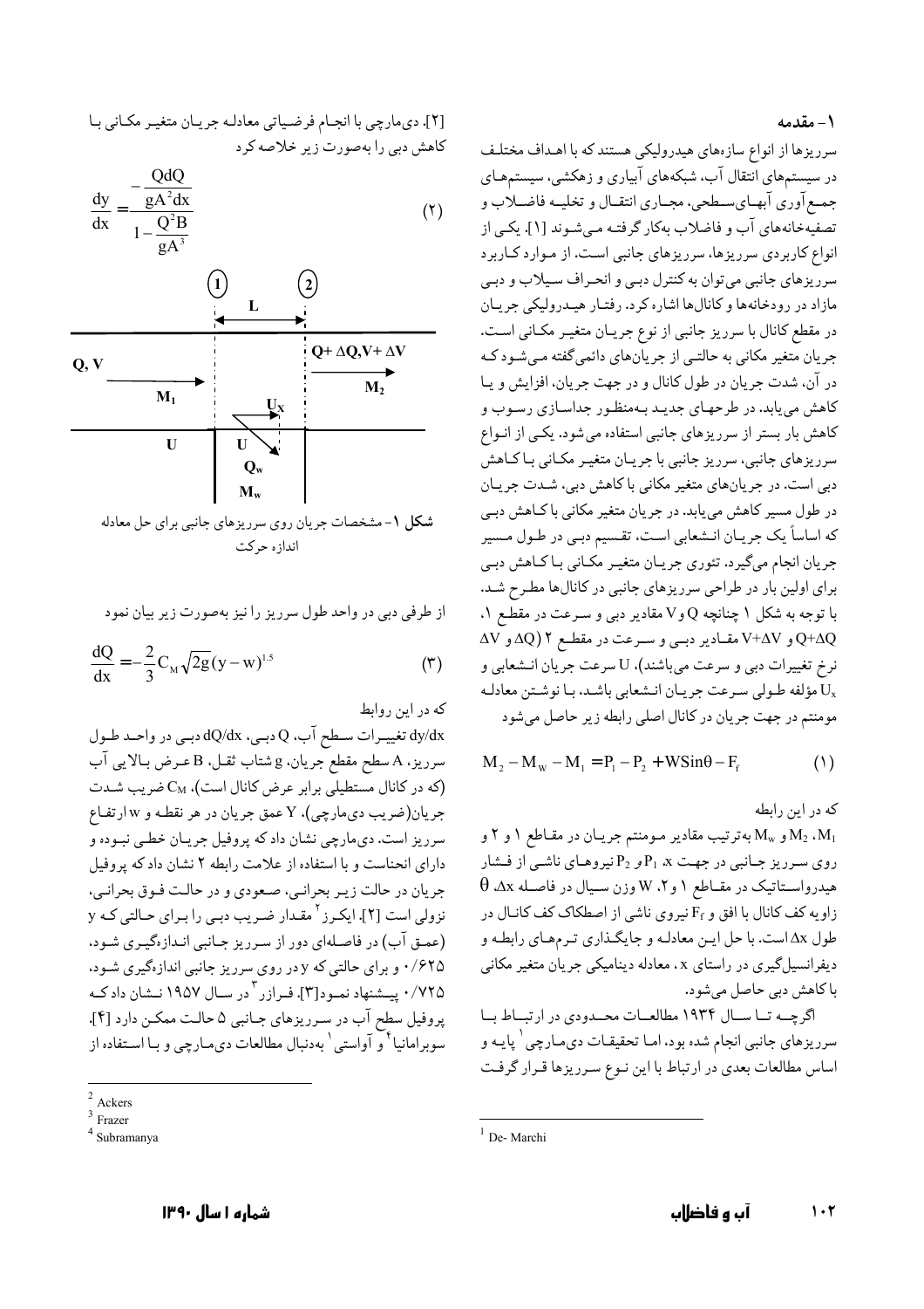## ۱- مقدمه

سرریزها از انواع سازه‌های هیدرولیکی هستند که با اهداف مختلف در سیستم‌های انتقال آب، شبکه‌های آبیاری و زهکشی، سیستم‌های جمع‌آوری آبهای‌سطحی، مجاری انتقال و تخلیه فاضلاب و تصفیه‌خانه‌های آب و فاضلاب به‌کار گرفته می‌شوند [۱]. یکی از انواع کاربردی سرریزها، سرریزهای جانبی است. از موارد کاربرد سرریزهای جانبی می‌توان به کنترل دبی و انحراف سیلاب و دبی مازاد در رودخانه‌ها و کانال‌ها اشاره کرد. رفتار هیدرولیکی جریان در مقطع کانال با سرریز جانبی از نوع جریان متغیر مکانی است. جریان متغیر مکانی به حالتی از جریان‌های دائمی‌گفته می‌شود که در آن، شدت جریان در طول کانال و در جهت جریان، افزایش و یا کاهش می‌یابد. در طرحهای جدید به‌منظور جداسازی رسوب و کاهش بار بستر از سرریزهای جانبی استفاده می‌شود. یکی از انواع سرریزهای جانبی، سرریز جانبی با جریان متغیر مکانی با کاهش دبی است. در جریان‌های متغیر مکانی با کاهش دبی، شدت جریان در طول مسیر کاهش می‌یابد. در جریان متغیر مکانی با کاهش دبی که اساساً یک جریان انشعابی است، تقسیم دبی در طول مسیر جریان انجام می‌گیرد. تئوری جریان متغیر مکانی با کاهش دبی برای اولین بار در طراحی سرریزهای جانبی در کانال‌ها مطرح شد. با توجه به شکل ۱ چنانچه Q و V مقادیر دبی و سرعت در مقطع ۱، $Q+\Delta Q$ و $V+\Delta V$ مقادیر دبی و سرعت در مقطع ۲ ($\Delta Q$ و $\Delta V$ نرخ تغییرات دبی و سرعت می‌باشند)، U سرعت جریان انشعابی و $U_x$ مؤلفه طولی سرعت جریان انشعابی باشد، با نوشتن معادله مومنتم در جهت جریان در کانال اصلی رابطه زیر حاصل می‌شود

$$M_2 - M_W - M_1 = P_1 - P_2 + W\sin\theta - F_f \qquad (۱)$$

که در این رابطه

$M_1$، $M_2$ و $M_w$ به‌ترتیب مقادیر مومنتم جریان در مقاطع ۱ و ۲ و روی سرریز جانبی در جهت x، $P_1$ و $P_2$ نیروهای ناشی از فشار هیدرواستاتیک در مقاطع ۱ و ۲، W وزن سیال در فاصله $\Delta x$، $\theta$ زاویه کف کانال با افق و $F_f$ نیروی ناشی از اصطکاک کف کانال در طول $\Delta x$ است. با حل این معادله و جایگذاری ترم‌های رابطه و دیفرانسیل‌گیری در راستای x، معادله دینامیکی جریان متغیر مکانی با کاهش دبی حاصل می‌شود.

اگرچه تا سال ۱۹۳۴ مطالعات محدودی در ارتباط با سرریزهای جانبی انجام شده بود، اما تحقیقات دی‌مارچی[1] پایه و اساس مطالعات بعدی در ارتباط با این نوع سرریزها قرار گرفت [۲]. دی‌مارچی با انجام فرضیاتی معادله جریان متغیر مکانی با کاهش دبی را به‌صورت زیر خلاصه کرد

$$\frac{dy}{dx} = \frac{-\dfrac{QdQ}{gA^2dx}}{1-\dfrac{Q^2B}{gA^3}} \qquad (۲)$$

**شکل ۱**- مشخصات جریان روی سرریزهای جانبی برای حل معادله اندازه حرکت

از طرفی دبی در واحد طول سرریز را نیز به‌صورت زیر بیان نمود

$$\frac{dQ}{dx} = -\frac{2}{3}C_M\sqrt{2g}(y-w)^{1.5} \qquad (۳)$$

که در این روابط

dy/dx تغییرات سطح آب، Q دبی، dQ/dx دبی در واحد طول سرریز، A سطح مقطع جریان، g شتاب ثقل، B عرض بالایی آب (که در کانال مستطیلی برابر عرض کانال است)، $C_M$ ضریب شدت جریان(ضریب دی‌مارچی)، Y عمق جریان در هر نقطه و w ارتفاع سرریز است. دی‌مارچی نشان داد که پروفیل جریان خطی نبوده و دارای انحناست و با استفاده از علامت رابطه ۲ نشان داد که پروفیل جریان در حالت زیر بحرانی، صعودی و در حالت فوق بحرانی، نزولی است [۲]. ایکرز[2] مقدار ضریب دبی را برای حالتی که y (عمق آب) در فاصله‌ای دور از سرریز جانبی اندازه‌گیری شود، ۰/۶۲۵ و برای حالتی که y در روی سرریز جانبی اندازه‌گیری شود، ۰/۷۲۵ پیشنهاد نمود[۳]. فرازر[3] در سال ۱۹۵۷ نشان داد که پروفیل سطح آب در سرریزهای جانبی ۵ حالت ممکن دارد [۴]. سوبرامانیا[4] و آواستی[1] به‌دنبال مطالعات دی‌مارچی و با استفاده از

---

[1] De- Marchi

[2] Ackers

[3] Frazer

[4] Subramanya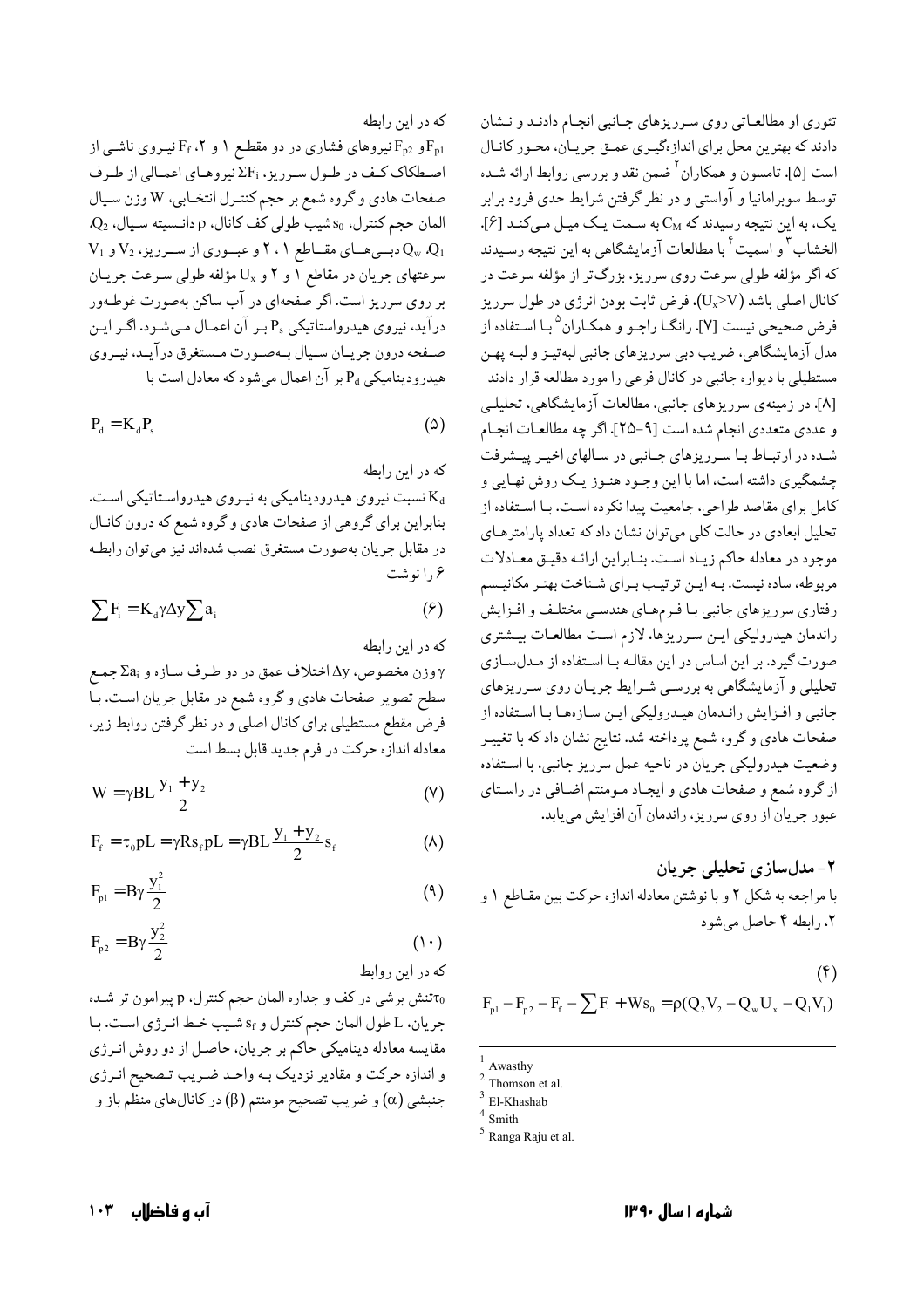تئوری او مطالعاتی روی سرریزهای جانبی انجام دادند و نشان دادند که بهترین محل برای اندازه‌گیری عمق جریان، محور کانال است [۵]. تامسون و همکاران[2] ضمن نقد و بررسی روابط ارائه شده توسط سوبرامانیا و آواستی و در نظر گرفتن شرایط حدی فرود برابر یک، به این نتیجه رسیدند که $C_M$ به سمت یک میل می‌کند [۶]. الخشاب[3] و اسمیت[4] با مطالعات آزمایشگاهی به این نتیجه رسیدند که اگر مؤلفه طولی سرعت روی سرریز، بزرگ‌تر از مؤلفه سرعت در کانال اصلی باشد ($U_x>V$)، فرض ثابت بودن انرژی در طول سرریز فرض صحیحی نیست [۷]. رانگا راجو و همکاران[5] با استفاده از مدل آزمایشگاهی، ضریب دبی سرریزهای جانبی لبه‌تیز و لبه پهن مستطیلی با دیواره جانبی در کانال فرعی را مورد مطالعه قرار دادند [۸]. در زمینه‌ی سرریزهای جانبی، مطالعات آزمایشگاهی، تحلیلی و عددی متعددی انجام شده است [۹-۲۵]. اگر چه مطالعات انجام شده در ارتباط با سرریزهای جانبی در سالهای اخیر پیشرفت چشمگیری داشته است، اما با این وجود هنوز یک روش نهایی و کامل برای مقاصد طراحی، جامعیت پیدا نکرده است. با استفاده از تحلیل ابعادی در حالت کلی می‌توان نشان داد که تعداد پارامترهای موجود در معادله حاکم زیاد است. بنابراین ارائه دقیق معادلات مربوطه، ساده نیست. به این ترتیب برای شناخت بهتر مکانیسم رفتاری سرریزهای جانبی با فرم‌های هندسی مختلف و افزایش راندمان هیدرولیکی این سرریزها، لازم است مطالعات بیشتری صورت گیرد. بر این اساس در این مقاله با استفاده از مدل‌سازی تحلیلی و آزمایشگاهی به بررسی شرایط جریان روی سرریزهای جانبی و افزایش راندمان هیدرولیکی این سازه‌ها با استفاده از صفحات هادی و گروه شمع پرداخته شد. نتایج نشان داد که با تغییر وضعیت هیدرولیکی جریان در ناحیه عمل سرریز جانبی، با استفاده از گروه شمع و صفحات هادی و ایجاد مومنتم اضافی در راستای عبور جریان از روی سرریز، راندمان آن افزایش می‌یابد.

## ۲- مدل‌سازی تحلیلی جریان

با مراجعه به شکل ۲ و با نوشتن معادله اندازه حرکت بین مقاطع ۱ و ۲، رابطه ۴ حاصل می‌شود

$$F_{p1} - F_{p2} - F_f - \sum F_i + W s_0 = \rho (Q_2 V_2 - Q_w U_x - Q_1 V_1) \tag{۴}$$

که در این رابطه

$F_{p1}$ و $F_{p2}$ نیروهای فشاری در دو مقطع ۱ و ۲، $F_f$ نیروی ناشی از اصطکاک کف در طول سرریز، $\Sigma F_i$ نیروهای اعمالی از طرف صفحات هادی و گروه شمع بر حجم کنترل انتخابی، $W$ وزن سیال المان حجم کنترل، $s_0$ شیب طولی کف کانال، $\rho$ دانسیته سیال، $Q_2$، $Q_1$، $Q_w$ دبی‌های مقاطع ۱، ۲ و عبوری از سرریز، $V_2$ و $V_1$ سرعتهای جریان در مقاطع ۱ و ۲ و $U_x$ مؤلفه طولی سرعت جریان بر روی سرریز است. اگر صفحه‌ای در آب ساکن به‌صورت غوطه‌ور درآید، نیروی هیدرواستاتیکی $P_s$ بر آن اعمال می‌شود. اگر این صفحه درون جریان سیال به‌صورت مستغرق درآید، نیروی هیدرودینامیکی $P_d$ بر آن اعمال می‌شود که معادل است با

$$P_d = K_d P_s \tag{۵}$$

که در این رابطه

$K_d$ نسبت نیروی هیدرودینامیکی به نیروی هیدرواستاتیکی است. بنابراین برای گروهی از صفحات هادی و گروه شمع که درون کانال در مقابل جریان به‌صورت مستغرق نصب شده‌اند نیز می‌توان رابطه ۶ را نوشت

$$\sum F_i = K_d \gamma \Delta y \sum a_i \tag{۶}$$

که در این رابطه

$\gamma$ وزن مخصوص، $\Delta y$ اختلاف عمق در دو طرف سازه و $\Sigma a_i$ جمع سطح تصویر صفحات هادی و گروه شمع در مقابل جریان است. با فرض مقطع مستطیلی برای کانال اصلی و در نظر گرفتن روابط زیر، معادله اندازه حرکت در فرم جدید قابل بسط است

$$W = \gamma B L \frac{y_1 + y_2}{2} \tag{۷}$$

$$F_f = \tau_0 p L = \gamma R s_f p L = \gamma B L \frac{y_1 + y_2}{2} s_f \tag{۸}$$

$$F_{p1} = B \gamma \frac{y_1^2}{2} \tag{۹}$$

$$F_{p2} = B \gamma \frac{y_2^2}{2} \tag{۱۰}$$

که در این روابط

$\tau_0$ تنش برشی در کف و جداره المان حجم کنترل، $p$ پیرامون تر شده جریان، $L$ طول المان حجم کنترل و $s_f$ شیب خط انرژی است. با مقایسه معادله دینامیکی حاکم بر جریان، حاصل از دو روش انرژی و اندازه حرکت و مقادیر نزدیک به واحد ضریب تصحیح انرژی جنبشی ($\alpha$) و ضریب تصحیح مومنتم ($\beta$) در کانال‌های منظم باز و

---

[1] Awasthy

[2] Thomson et al.

[3] El-Khashab

[4] Smith

[5] Ranga Raju et al.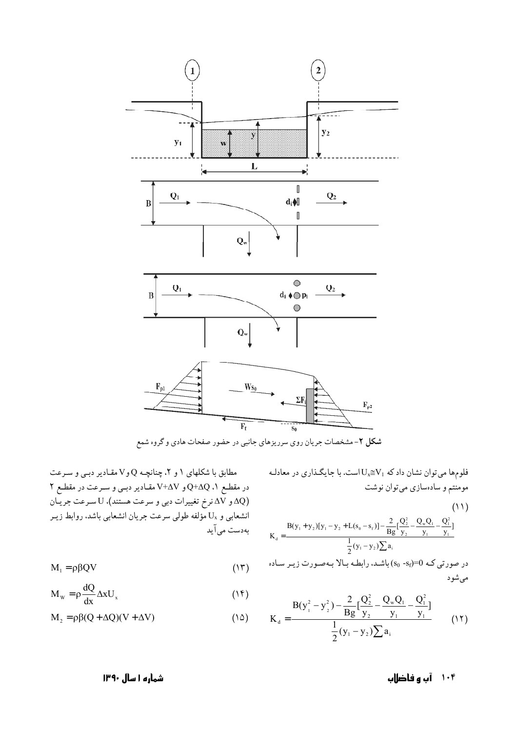شکل ۲- مشخصات جریان روی سرریزهای جانبی در حضور صفحات هادی و گروه شمع

فلوم‌ها می‌توان نشان داد که $U_x \cong V_1$ است. با جایگذاری در معادله مومنتم و ساده‌سازی می‌توان نوشت

$$K_d = \frac{B(y_1+y_2)[y_1-y_2+L(s_0-s_f)]-\frac{2}{Bg}[\frac{Q_2^2}{y_2}-\frac{Q_w Q_1}{y_1}-\frac{Q_1^2}{y_1}]}{\frac{1}{2}(y_1-y_2)\sum a_i} \quad (۱۱)$$

در صورتی که $(s_0 - s_f)=0$ باشد، رابطه بالا به‌صورت زیر ساده می‌شود

$$K_d = \frac{B(y_1^2-y_2^2)-\frac{2}{Bg}[\frac{Q_2^2}{y_2}-\frac{Q_w Q_1}{y_1}-\frac{Q_1^2}{y_1}]}{\frac{1}{2}(y_1-y_2)\sum a_i} \quad (۱۲)$$

مطابق با شکلهای ۱ و ۲، چنانچه Q و V مقادیر دبی و سرعت در مقطع ۱، $Q+\Delta Q$ و $V+\Delta V$ مقادیر دبی و سرعت در مقطع ۲ ($\Delta Q$ و $\Delta V$ نرخ تغییرات دبی و سرعت هستند)، U سرعت جریان انشعابی و $U_x$ مؤلفه طولی سرعت جریان انشعابی باشد، روابط زیر به‌دست می‌آید

$$M_1 = \rho\beta QV \quad (۱۳)$$

$$M_w = \rho\frac{dQ}{dx}\Delta x U_x \quad (۱۴)$$

$$M_2 = \rho\beta(Q+\Delta Q)(V+\Delta V) \quad (۱۵)$$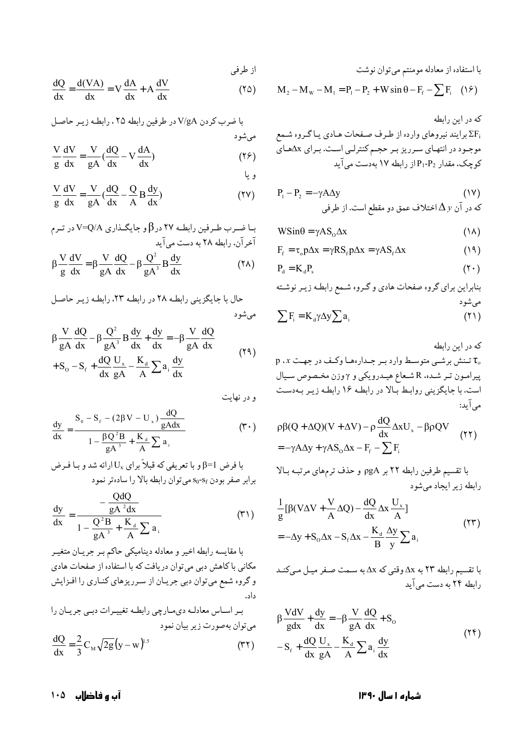با استفاده از معادله مومنتم می‌توان نوشت

$$M_2 - M_W - M_1 = P_1 - P_2 + W\sin\theta - F_f - \sum F_i \quad (16)$$

که در این رابطه

$\Sigma F_i$ برایند نیروهای وارده از طرف صفحات هادی یا گروه شمع موجود در انتهای سرریز بر حجم کنترلی است. برای $\Delta x$های کوچک، مقدار $P_1$-$P_2$ از رابطه ۱۷ به‌دست می‌آید

$$P_1 - P_2 = -\gamma A \Delta y \quad (17)$$

که در آن $\Delta y$ اختلاف عمق دو مقطع است. از طرفی

$$W\sin\theta = \gamma A S_O \Delta x \quad (18)$$

$$F_f = \tau_o p \Delta x = \gamma R S_f p \Delta x = \gamma A S_f \Delta x \quad (19)$$

$$P_d = K_d P_s \quad (20)$$

بنابراین برای گروه صفحات هادی و گروه شمع رابطه زیر نوشته می‌شود

$$\sum F_i = K_d \gamma \Delta y \sum a_i \quad (21)$$

که در این رابطه

$\tau_o$ تنش برشی متوسط وارد بر جداره‌ها وکف در جهت $x$، p پیرامون تر شده، R شعاع هیدرویکی و $\gamma$ وزن مخصوص سیال است. با جایگزینی روابط بالا در رابطه ۱۶ رابطه زیر به‌دست می‌آید:

$$\rho\beta(Q+\Delta Q)(V+\Delta V) - \rho\frac{dQ}{dx}\Delta x U_x - \beta\rho Q V = -\gamma A \Delta y + \gamma A S_O \Delta x - F_f - \sum F_i \quad (22)$$

با تقسیم طرفین رابطه ۲۲ بر $\rho g A$ و حذف ترم‌های مرتبه بالا رابطه زیر ایجاد می‌شود

$$\frac{1}{g}\left[\beta\left(V\Delta V + \frac{V}{A}\Delta Q\right) - \frac{dQ}{dx}\Delta x \frac{U_x}{A}\right] = -\Delta y + S_O \Delta x - S_f \Delta x - \frac{K_d}{B}\frac{\Delta y}{y}\sum a_i \quad (23)$$

با تقسیم رابطه ۲۳ به $\Delta x$ وقتی که $\Delta x$ به سمت صفر میل می‌کند رابطه ۲۴ به دست می‌آید

$$\beta\frac{V dV}{g dx} + \frac{dy}{dx} = -\beta\frac{V}{gA}\frac{dQ}{dx} + S_O - S_f + \frac{dQ}{dx}\frac{U_x}{gA} - \frac{K_d}{A}\sum a_i \frac{dy}{dx} \quad (24)$$

از طرفی

$$\frac{dQ}{dx} = \frac{d(VA)}{dx} = V\frac{dA}{dx} + A\frac{dV}{dx} \quad (25)$$

با ضرب کردن $V/gA$ در طرفین رابطه ۲۵، رابطه زیر حاصل می‌شود

$$\frac{V}{g}\frac{dV}{dx} = \frac{V}{gA}\left(\frac{dQ}{dx} - V\frac{dA}{dx}\right) \quad (26)$$

و یا

$$\frac{V}{g}\frac{dV}{dx} = \frac{V}{gA}\left(\frac{dQ}{dx} - \frac{Q}{A}B\frac{dy}{dx}\right) \quad (27)$$

با ضرب طرفین رابطه ۲۷ در $\beta$ و جایگذاری $V=Q/A$ در ترم آخر آن، رابطه ۲۸ به دست می‌آید

$$\beta\frac{V}{g}\frac{dV}{dx} = \beta\frac{V}{gA}\frac{dQ}{dx} - \beta\frac{Q^2}{gA^3}B\frac{dy}{dx} \quad (28)$$

حال با جایگزینی رابطه ۲۸ در رابطه ۲۳، رابطه زیر حاصل می‌شود

$$\beta\frac{V}{gA}\frac{dQ}{dx} - \beta\frac{Q^2}{gA^3}B\frac{dy}{dx} + \frac{dy}{dx} = -\beta\frac{V}{gA}\frac{dQ}{dx} + S_O - S_f + \frac{dQ}{dx}\frac{U_x}{gA} - \frac{K_d}{A}\sum a_i \frac{dy}{dx} \quad (29)$$

و در نهایت

$$\frac{dy}{dx} = \frac{S_0 - S_f - (2\beta V - U_x)\dfrac{dQ}{gA dx}}{1 - \dfrac{\beta Q^2 B}{gA^3} + \dfrac{K_d}{A}\sum a_i} \quad (30)$$

با فرض $\beta=1$ و با تعریفی که قبلاً برای $U_x$ ارائه شد و با فرض برابر صفر بودن $S_0$-$S_f$ می‌توان رابطه بالا را ساده‌تر نمود

$$\frac{dy}{dx} = \frac{-\dfrac{Q dQ}{gA^2 dx}}{1 - \dfrac{Q^2 B}{gA^3} + \dfrac{K_d}{A}\sum a_i} \quad (31)$$

با مقایسه رابطه اخیر و معادله دینامیکی حاکم بر جریان متغیر مکانی با کاهش دبی می‌توان دریافت که با استفاده از صفحات هادی و گروه شمع می‌توان دبی جریان از سرریزهای کناری را افزایش داد.

بر اساس معادله دی‌مارچی رابطه تغییرات دبی جریان را می‌توان به‌صورت زیر بیان نمود

$$\frac{dQ}{dx} = \frac{2}{3}C_M\sqrt{2g}(y-w)^{1.5} \quad (32)$$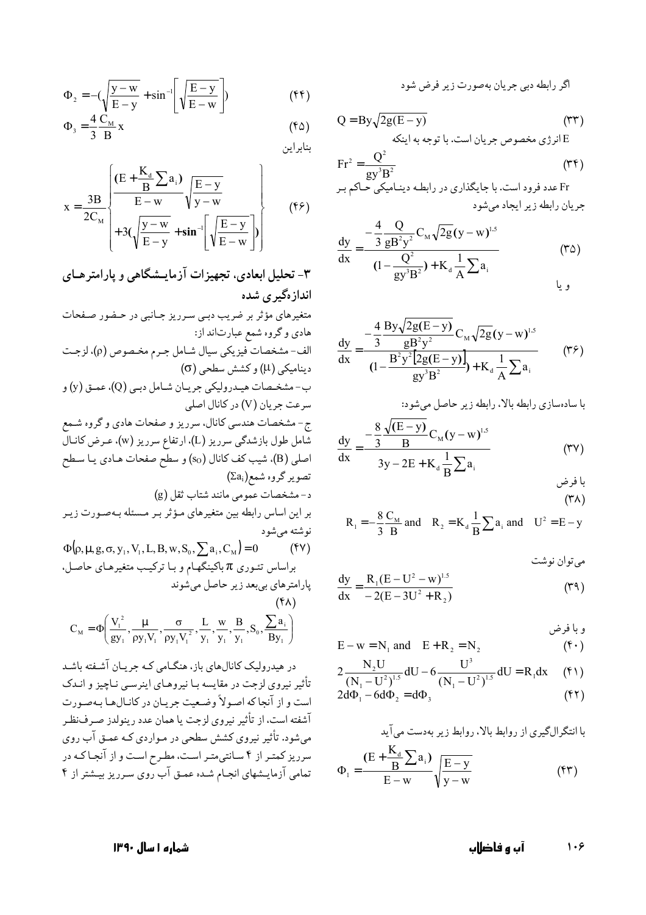اگر رابطه دبی جریان به‌صورت زیر فرض شود

$$Q = By\sqrt{2g(E-y)} \qquad (۳۳)$$

E انرژی مخصوص جریان است. با توجه به اینکه

$$Fr^2 = \frac{Q^2}{gy^3B^2} \qquad (۳۴)$$

Fr عدد فرود است. با جایگذاری در رابطه دینامیکی حاکم بر جریان رابطه زیر ایجاد می‌شود

$$\frac{dy}{dx} = \frac{-\frac{4}{3}\frac{Q}{gB^2y^2}C_M\sqrt{2g}(y-w)^{1.5}}{(1-\frac{Q^2}{gy^3B^2}) + K_d\frac{1}{A}\sum a_i} \qquad (۳۵)$$

و یا

$$\frac{dy}{dx} = \frac{-\frac{4}{3}\frac{By\sqrt{2g(E-y)}}{gB^2y^2}C_M\sqrt{2g}(y-w)^{1.5}}{(1-\frac{B^2y^2[2g(E-y)]}{gy^3B^2}) + K_d\frac{1}{A}\sum a_i} \qquad (۳۶)$$

با ساده‌سازی رابطه بالا، رابطه زیر حاصل می‌شود:

$$\frac{dy}{dx} = \frac{-\frac{8}{3}\frac{\sqrt{(E-y)}}{B}C_M(y-w)^{1.5}}{3y-2E+K_d\frac{1}{B}\sum a_i} \qquad (۳۷)$$

با فرض

$$R_1 = -\frac{8}{3}\frac{C_M}{B} \text{ and } R_2 = K_d\frac{1}{B}\sum a_i \text{ and } U^2 = E-y \qquad (۳۸)$$

می‌توان نوشت

$$\frac{dy}{dx} = \frac{R_1(E-U^2-w)^{1.5}}{-2(E-3U^2+R_2)} \qquad (۳۹)$$

و با فرض

$$E-w = N_1 \text{ and } E+R_2 = N_2 \qquad (۴۰)$$

$$2\frac{N_2U}{(N_1-U^2)^{1.5}}dU - 6\frac{U^3}{(N_1-U^2)^{1.5}}dU = R_1dx \qquad (۴۱)$$

$$2d\Phi_1 - 6d\Phi_2 = d\Phi_3 \qquad (۴۲)$$

با انتگرال‌گیری از روابط بالا، روابط زیر به‌دست می‌آید

$$\Phi_1 = \frac{(E+\frac{K_d}{B}\sum a_i)}{E-w}\sqrt{\frac{E-y}{y-w}} \qquad (۴۳)$$

$$\Phi_2 = -(\sqrt{\frac{y-w}{E-y}} + \sin^{-1}\left[\sqrt{\frac{E-y}{E-w}}\right]) \qquad (۴۴)$$

$$\Phi_3 = \frac{4}{3}\frac{C_M}{B}x \qquad (۴۵)$$

بنابراین

$$x = \frac{3B}{2C_M}\left\{\begin{array}{l}\frac{(E+\frac{K_d}{B}\sum a_i)}{E-w}\sqrt{\frac{E-y}{y-w}} \\ +3(\sqrt{\frac{y-w}{E-y}} + \sin^{-1}\left[\sqrt{\frac{E-y}{E-w}}\right])\end{array}\right\} \qquad (۴۶)$$

## ۳- تحلیل ابعادی، تجهیزات آزمایشگاهی و پارامترهای اندازه‌گیری شده

متغیرهای مؤثر بر ضریب دبی سرریز جانبی در حضور صفحات هادی و گروه شمع عبارت‌اند از:

الف- مشخصات فیزیکی سیال شامل جرم مخصوص ($\rho$)، لزجت دینامیکی ($\mu$) و کشش سطحی ($\sigma$)

ب- مشخصات هیدرولیکی جریان شامل دبی (Q)، عمق (y) و سرعت جریان (V) در کانال اصلی

ج- مشخصات هندسی کانال، سرریز و صفحات هادی و گروه شمع شامل طول بازشدگی سرریز (L)، ارتفاع سرریز (w)، عرض کانال اصلی (B)، شیب کف کانال ($s_0$) و سطح صفحات هادی یا سطح تصویر گروه شمع ($\Sigma a_i$)

د- مشخصات عمومی مانند شتاب ثقل (g)

بر این اساس رابطه بین متغیرهای مؤثر بر مسئله به‌صورت زیر نوشته می‌شود

$$\Phi(\rho, \mu, g, \sigma, y_1, V_1, L, B, w, S_0, \sum a_i, C_M) = 0 \qquad (۴۷)$$

براساس تئوری $\pi$ باکینگهام و با ترکیب متغیرهای حاصل، پارامترهای بی‌بعد زیر حاصل می‌شوند

$$C_M = \Phi\left(\frac{V_1^2}{gy_1}, \frac{\mu}{\rho y_1 V_1}, \frac{\sigma}{\rho y_1 V_1^2}, \frac{L}{y_1}, \frac{w}{y_1}, \frac{B}{y_1}, S_0, \frac{\sum a_i}{By_1}\right) \qquad (۴۸)$$

در هیدرولیک کانال‌های باز، هنگامی که جریان آشفته باشد تأثیر نیروی لزجت در مقایسه با نیروهای اینرسی ناچیز و اندک است و از آنجا که اصولاً وضعیت جریان در کانال‌ها به‌صورت آشفته است، از تأثیر نیروی لزجت یا همان عدد رینولدز صرف‌نظر می‌شود. تأثیر نیروی کشش سطحی در مواردی که عمق آب روی سرریز کمتر از ۴ سانتی‌متر است، مطرح است و از آنجا که در تمامی آزمایشهای انجام شده عمق آب روی سرریز بیشتر از ۴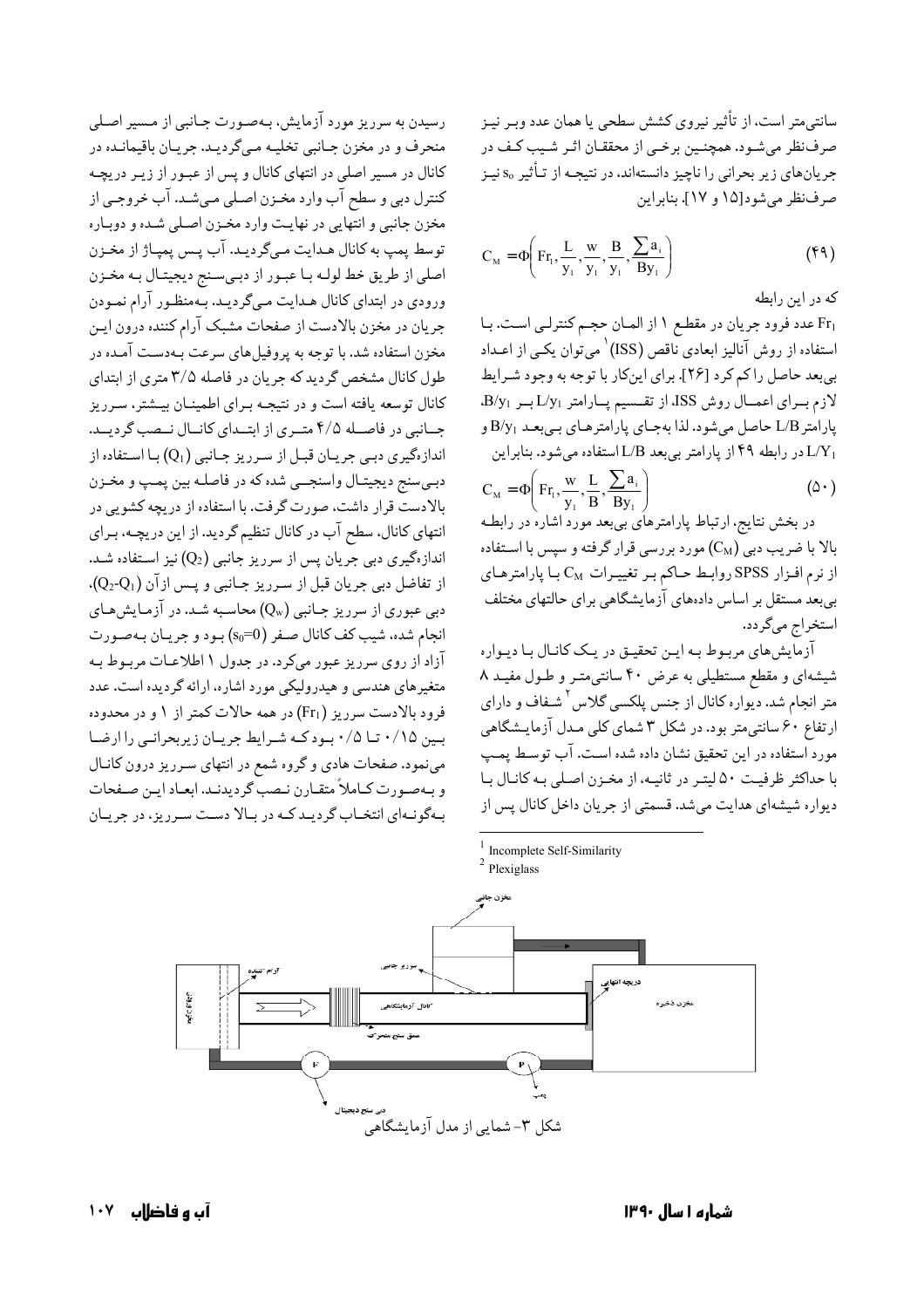سانتی‌متر است، از تأثیر نیروی کشش سطحی یا همان عدد وبر نیز صرف‌نظر می‌شود. همچنین برخی از محققان اثر شیب کف در جریان‌های زیر بحرانی را ناچیز دانسته‌اند، در نتیجه از تأثیر $s_o$ نیز صرف‌نظر می‌شود[۱۵ و ۱۷]. بنابراین

$$C_M = \Phi\left(Fr_1, \frac{L}{y_1}, \frac{w}{y_1}, \frac{B}{y_1}, \frac{\sum a_i}{By_1}\right) \quad (۴۹)$$

که در این رابطه

$Fr_1$ عدد فرود جریان در مقطع ۱ از المان حجم کنترلی است. با استفاده از روش آنالیز ابعادی ناقص (ISS)[1] می‌توان یکی از اعداد بی‌بعد حاصل را کم کرد [۲۶]. برای این‌کار با توجه به وجود شرایط لازم برای اعمال روش ISS، از تقسیم پارامتر $L/y_1$ بر $B/y_1$، پارامتر $L/B$ حاصل می‌شود. لذا به‌جای پارامترهای بی‌بعد $B/y_1$ و $L/Y_1$ در رابطه ۴۹ از پارامتر بی‌بعد $L/B$ استفاده می‌شود. بنابراین

$$C_M = \Phi\left(Fr_1, \frac{w}{y_1}, \frac{L}{B}, \frac{\sum a_i}{By_1}\right) \quad (۵۰)$$

در بخش نتایج، ارتباط پارامترهای بی‌بعد مورد اشاره در رابطه بالا با ضریب دبی ($C_M$) مورد بررسی قرار گرفته و سپس با استفاده از نرم افزار SPSS روابط حاکم بر تغییرات $C_M$ با پارامترهای بی‌بعد مستقل بر اساس داده‌های آزمایشگاهی برای حالتهای مختلف استخراج می‌گردد.

آزمایش‌های مربوط به این تحقیق در یک کانال با دیواره شیشه‌ای و مقطع مستطیلی به عرض ۴۰ سانتی‌متر و طول مفید ۸ متر انجام شد. دیواره کانال از جنس پلکسی گلاس[2] شفاف و دارای ارتفاع ۶۰ سانتی‌متر بود. در شکل ۳ شمای کلی مدل آزمایشگاهی مورد استفاده در این تحقیق نشان داده شده است. آب توسط پمپ با حداکثر ظرفیت ۵۰ لیتر در ثانیه، از مخزن اصلی به کانال با دیواره شیشه‌ای هدایت می‌شد. قسمتی از جریان داخل کانال پس از رسیدن به سرریز مورد آزمایش، به‌صورت جانبی از مسیر اصلی منحرف و در مخزن جانبی تخلیه می‌گردید. جریان باقیمانده در کانال در مسیر اصلی در انتهای کانال و پس از عبور از زیر دریچه کنترل دبی و سطح آب وارد مخزن اصلی می‌شد. آب خروجی از مخزن جانبی و انتهایی در نهایت وارد مخزن اصلی شده و دوباره توسط پمپ به کانال هدایت می‌گردید. آب پس پمپاژ از مخزن اصلی از طریق خط لوله با عبور از دبی‌سنج دیجیتال به مخزن ورودی در ابتدای کانال هدایت می‌گردید. به‌منظور آرام نمودن جریان در مخزن بالادست از صفحات مشبک آرام کننده درون این مخزن استفاده شد. با توجه به پروفیل‌های سرعت به‌دست آمده در طول کانال مشخص گردید که جریان در فاصله ۳/۵ متری از ابتدای کانال توسعه یافته است و در نتیجه برای اطمینان بیشتر، سرریز جانبی در فاصله ۴/۵ متری از ابتدای کانال نصب گردید. اندازه‌گیری دبی جریان قبل از سرریز جانبی ($Q_1$) با استفاده از دبی‌سنج دیجیتال واسنجی شده که در فاصله بین پمپ و مخزن بالادست قرار داشت، صورت گرفت. با استفاده از دریچه کشویی در انتهای کانال، سطح آب در کانال تنظیم گردید. از این دریچه، برای اندازه‌گیری دبی جریان ($Q_2$) نیز جانبی پس از سرریز استفاده شد. از تفاضل دبی جریان قبل از سرریز جانبی و پس از آن ($Q_2$-$Q_1$)، دبی عبوری از سرریز جانبی ($Q_w$) محاسبه شد. در آزمایش‌های انجام شده، شیب کف کانال صفر ($s_0$=0) بود و جریان به‌صورت آزاد از روی سرریز عبور می‌کرد. در جدول ۱ اطلاعات مربوط به متغیرهای هندسی و هیدرولیکی مورد اشاره، ارائه گردیده است. عدد فرود بالادست سرریز ($Fr_1$) در همه حالات کمتر از ۱ و در محدوده بین ۰/۱۵ تا ۰/۵ بود که شرایط جریان زیربحرانی را ارضا می‌نمود. صفحات هادی و گروه شمع در انتهای سرریز درون کانال و به‌صورت کاملاً متقارن نصب گردیدند. ابعاد این صفحات به‌گونه‌ای انتخاب گردید که در بالا دست سرریز، در جریان

[1] Incomplete Self-Similarity

[2] Plexiglass

مخزن جانبی — سرریز جانبی — آرام کننده — دریچه انتهایی — مخزن ورودی — کانال آزمایشگاهی — مخزن ذخیره — عمق سنج متحرک — F — P — پمپ — دبی سنج دیجیتال

شکل ۳- شمایی از مدل آزمایشگاهی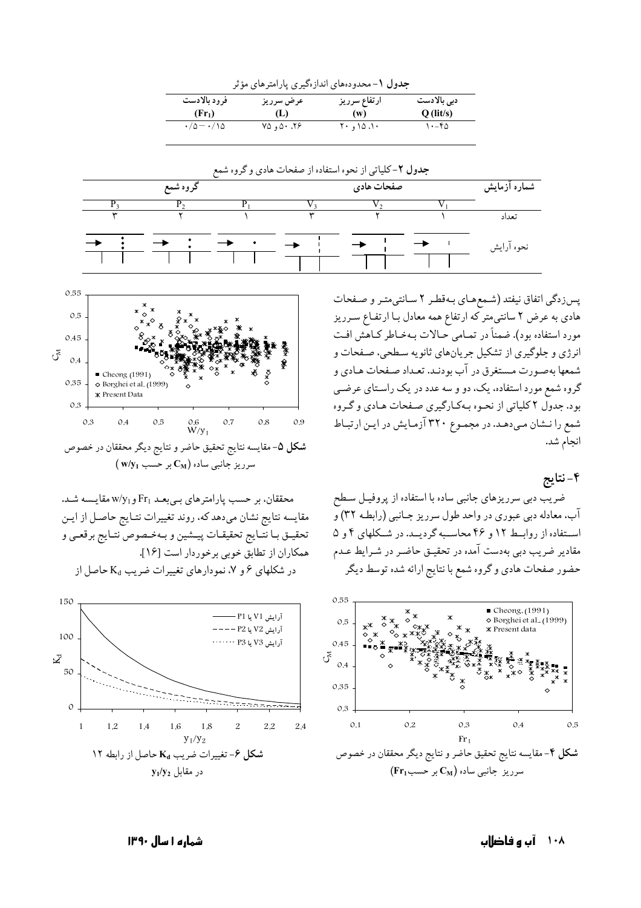**جدول ۱**- محدوده‌های اندازه‌گیری پارامترهای مؤثر

| دبی بالادست $Q$ (lit/s) | ارتفاع سرریز ($w$) | عرض سرریز ($L$) | فرود بالادست ($Fr_1$) |
|---|---|---|---|
| ۱۰-۴۵ | ۱۰، ۱۵ و ۲۰ | ۲۶، ۵۰ و ۷۵ | ۰/۱۵ - ۰/۵ |

**جدول ۲**- کلیاتی از نحوه استفاده از صفحات هادی و گروه شمع

| شماره آزمایش | صفحات هادی | | | گروه شمع | | |
|---|---|---|---|---|---|---|
| | $V_1$ | $V_2$ | $V_3$ | $P_1$ | $P_2$ | $P_3$ |
| تعداد | ۱ | ۲ | ۳ | ۱ | ۲ | ۳ |
| نحوه آرایش | | | | | | |

پس‌زدگی اتفاق نیفتد (شمع‌های به‌قطر ۲ سانتی‌متر و صفحات هادی به عرض ۲ سانتی‌متر که ارتفاع همه معادل با ارتفاع سرریز مورد استفاده بود). ضمناً در تمامی حالات به‌خاطر کاهش افت انرژی و جلوگیری از تشکیل جریان‌های ثانویه سطحی، صفحات و شمعها به‌صورت مستغرق در آب بودند. تعداد صفحات هادی و گروه شمع مورد استفاده، یک، دو و سه عدد در یک راستای عرضی بود. جدول ۲ کلیاتی از نحوه به‌کارگیری صفحات هادی و گروه شمع را نشان می‌دهد. در مجموع ۳۲۰ آزمایش در این ارتباط انجام شد.

## ۴- نتایج

ضریب دبی سرریزهای جانبی ساده با استفاده از پروفیل سطح آب، معادله دبی عبوری در واحد طول سرریز جانبی (رابطه ۳۲) و استفاده از روابط ۱۲ و ۴۶ محاسبه گردید. در شکلهای ۴ و ۵ مقادیر ضریب دبی به‌دست آمده در تحقیق حاضر در شرایط عدم حضور صفحات هادی و گروه شمع با نتایج ارائه شده توسط دیگر

**شکل ۴**- مقایسه نتایج تحقیق حاضر و نتایج دیگر محققان در خصوص سرریز جانبی ساده ($C_M$ بر حسب $Fr_1$)

**شکل ۵**- مقایسه نتایج تحقیق حاضر و نتایج دیگر محققان در خصوص سرریز جانبی ساده ($C_M$ بر حسب $w/y_1$)

محققان، بر حسب پارامترهای بی‌بعد $Fr_1$ و $w/y_1$ مقایسه شد. مقایسه نتایج نشان می‌دهد که، روند تغییرات نتایج حاصل از این تحقیق با نتایج تحقیقات پیشین و به‌خصوص نتایج برقعی و همکاران از تطابق خوبی برخوردار است [۱۶].

در شکلهای ۶ و ۷، نمودارهای تغییرات ضریب $K_d$ حاصل از

**شکل ۶**- تغییرات ضریب $K_d$ حاصل از رابطه ۱۲ در مقابل $y_1/y_2$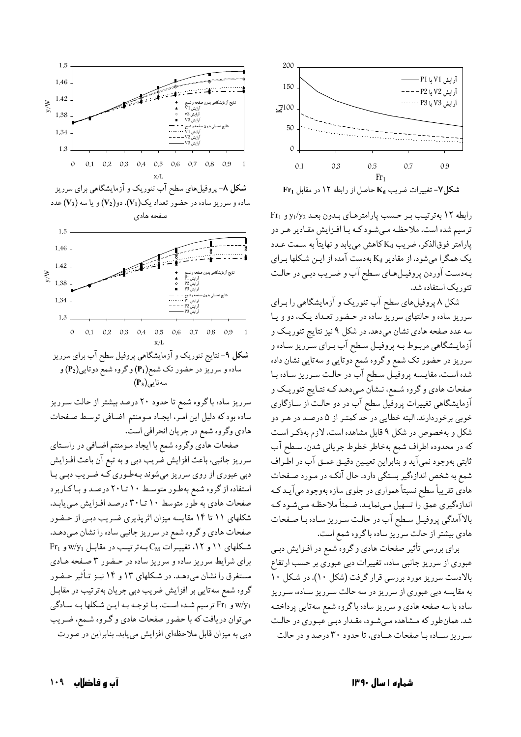شکل ۷- تغییرات ضریب $K_d$ حاصل از رابطه ۱۲ در مقابل $Fr_1$

رابطه ۱۲ به‌ترتیب بر حسب پارامترهای بدون بعد $y_1/y_2$ و $Fr_1$ ترسیم شده است. ملاحظه می‌شود که با افزایش مقادیر هر دو پارامتر فوق‌الذکر، ضریب $K_d$ کاهش می‌یابد و نهایتاً به سمت عدد یک همگرا می‌شود. از مقادیر $K_d$ به‌دست آمده از این شکلها برای به‌دست آوردن پروفیل‌های سطح آب و ضریب دبی در حالت تئوریک استفاده شد.

شکل ۸ پروفیل‌های سطح آب تئوریک و آزمایشگاهی را برای سرریز ساده و حالتهای سرریز ساده در حضور تعداد یک، دو و یا سه عدد صفحه هادی نشان می‌دهد. در شکل ۹ نیز نتایج تئوریک و آزمایشگاهی مربوط به پروفیل سطح آب برای سرریز ساده و سرریز در حضور تک شمع و گروه شمع دوتایی و سه‌تایی نشان داده شده است. مقایسه پروفیل سطح آب در حالت سرریز ساده با صفحات هادی و گروه شمع، نشان می‌دهد که نتایج تئوریک و آزمایشگاهی تغییرات پروفیل سطح آب در دو حالت از سازگاری خوبی برخوردارند. البته خطایی در حد کمتر از ۵ درصد در هر دو شکل و به‌خصوص در شکل ۹ قابل مشاهده است. لازم به‌ذکر است که در محدوده اطراف شمع به‌خاطر خطوط جریانی شدن، سطح آب ثابتی به‌وجود نمی‌آید و بنابراین تعیین دقیق عمق آب در اطراف شمع به شخص اندازه‌گیر بستگی دارد. حال آنکه در مورد صفحات هادی تقریباً سطح نسبتاً همواری در جلوی سازه به‌وجود می‌آید که اندازه‌گیری عمق را تسهیل می‌نماید. ضمناً ملاحظه می‌شود که بالاآمدگی پروفیل سطح آب در حالت سرریز ساده با صفحات هادی بیشتر از حالت سرریز ساده با گروه شمع است.

برای بررسی تأثیر صفحات هادی و گروه شمع در افزایش دبی عبوری از سرریز جانبی ساده، تغییرات دبی عبوری بر حسب ارتفاع بالادست سرریز مورد بررسی قرار گرفت (شکل ۱۰). در شکل ۱۰ به مقایسه دبی عبوری از سرریز در سه حالت سرریز ساده، سرریز ساده با سه صفحه هادی و سرریز ساده با گروه شمع سه‌تایی پرداخته شد. همان‌طور که مشاهده می‌شود، مقدار دبی عبوری در حالت سرریز ساده با صفحات هادی، تا حدود ۳۰ درصد و در حالت

شکل ۸- پروفیل‌های سطح آب تئوریک و آزمایشگاهی برای سرریز ساده و سرریز ساده در حضور تعداد یک($V_1$)، دو($V_2$) و یا سه ($V_3$) عدد صفحه هادی

شکل ۹- نتایج تئوریک و آزمایشگاهی پروفیل سطح آب برای سرریز ساده و سرریز در حضور تک شمع($P_1$) و گروه شمع دوتایی($P_2$) و سه‌تایی($P_3$)

سرریز ساده با گروه شمع تا حدود ۲۰ درصد بیشتر از حالت سرریز ساده بود که دلیل این امر، ایجاد مومنتم اضافی توسط صفحات هادی وگروه شمع در جریان انحرافی است.

صفحات هادی وگروه شمع با ایجاد مومنتم اضافی در راستای سرریز جانبی، باعث افزایش ضریب دبی و به تبع آن باعث افزایش دبی عبوری از روی سرریز می‌شوند به‌طوری که ضریب دبی با استفاده از گروه شمع به‌طور متوسط ۱۰ تا ۲۰ درصد و با کاربرد صفحات هادی به طور متوسط ۱۰ تا ۳۰ درصد افزایش می‌یابد. شکلهای ۱۱ تا ۱۴ مقایسه میزان اثرپذیری ضریب دبی از حضور صفحات هادی و گروه شمع در سرریز جانبی ساده را نشان می‌دهد. شکلهای ۱۱ و ۱۲، تغییرات $C_M$ به‌ترتیب در مقابل $w/y_1$ و $Fr_1$ برای شرایط سرریز ساده و سرریز ساده در حضور ۳ صفحه هادی مستغرق را نشان می‌دهد. در شکلهای ۱۳ و ۱۴ نیز تأثیر حضور گروه شمع سه‌تایی بر افزایش ضریب دبی جریان به‌ترتیب در مقابل $w/y_1$ و $Fr_1$ ترسیم شده است. با توجه به این شکلها به سادگی می‌توان دریافت که با حضور صفحات هادی و گروه شمع، ضریب دبی به میزان قابل ملاحظه‌ای افزایش می‌یابد. بنابراین در صورت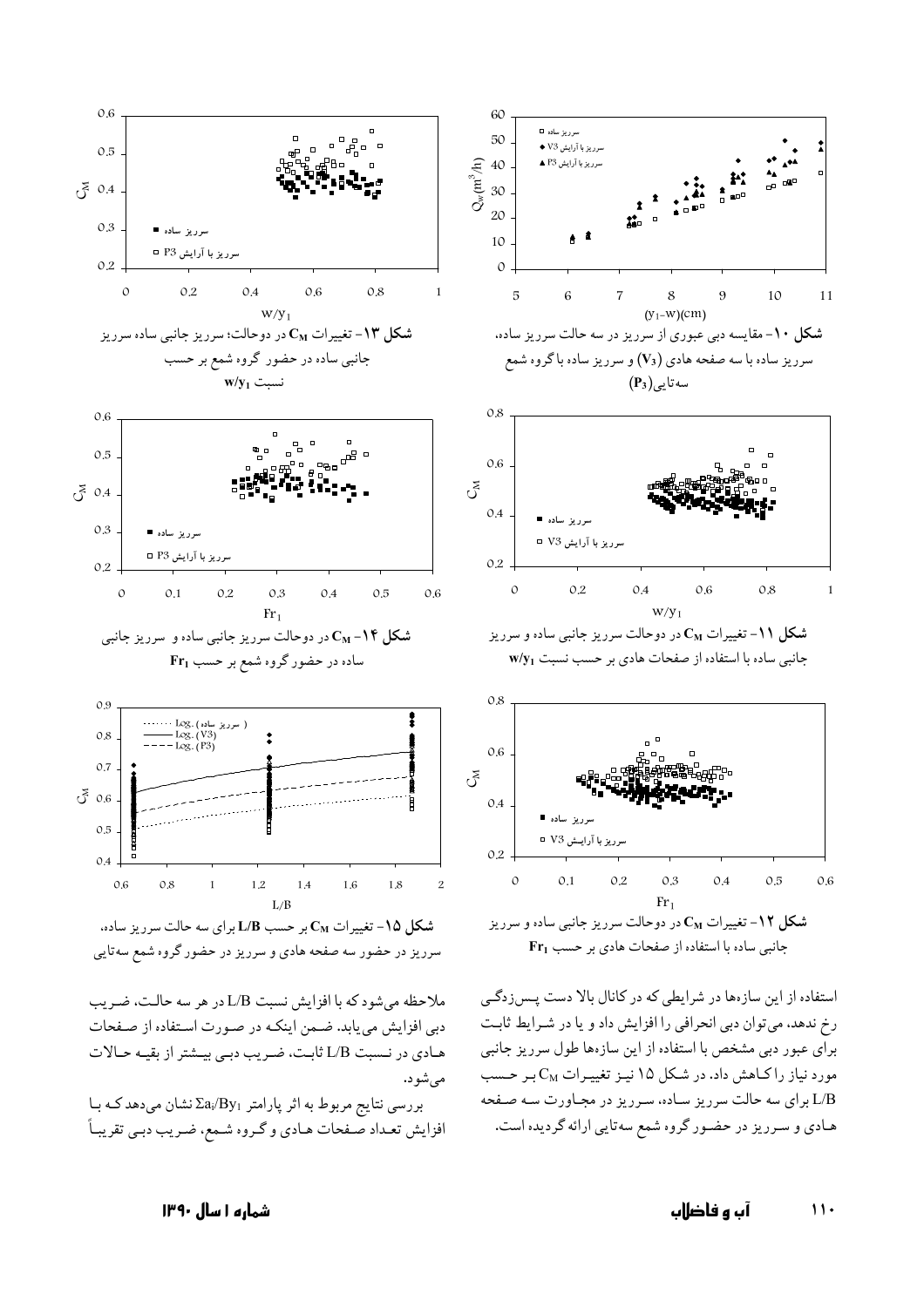**شکل ۱۰**- مقایسه دبی عبوری از سرریز در سه حالت سرریز ساده، سرریز ساده با سه صفحه هادی ($V_3$) و سرریز ساده با گروه شمع سه‌تایی ($P_3$)

**شکل ۱۱**- تغییرات $C_M$ در دوحالت سرریز جانبی ساده و سرریز جانبی ساده با استفاده از صفحات هادی بر حسب نسبت $w/y_1$

**شکل ۱۲**- تغییرات $C_M$ در دوحالت سرریز جانبی ساده و سرریز جانبی ساده با استفاده از صفحات هادی بر حسب $Fr_1$

**شکل ۱۳**- تغییرات $C_M$ در دوحالت؛ سرریز جانبی ساده سرریز جانبی ساده در حضور گروه شمع بر حسب نسبت $w/y_1$

**شکل ۱۴**- $C_M$ در دوحالت سرریز جانبی ساده و سرریز جانبی ساده در حضور گروه شمع بر حسب $Fr_1$

**شکل ۱۵**- تغییرات $C_M$ بر حسب $L/B$ برای سه حالت سرریز ساده، سرریز در حضور سه صفحه هادی و سرریز در حضور گروه شمع سه‌تایی

استفاده از این سازه‌ها در شرایطی که در کانال بالا دست پس‌زدگی رخ ندهد، می‌توان دبی انحرافی را افزایش داد و یا در شرایط ثابت برای عبور دبی مشخص با استفاده از این سازه‌ها طول سرریز جانبی مورد نیاز را کاهش داد. در شکل ۱۵ نیز تغییرات $C_M$ بر حسب $L/B$ برای سه حالت سرریز ساده، سرریز در مجاورت سه صفحه هادی و سرریز در حضور گروه شمع سه‌تایی ارائه گردیده است.

ملاحظه می‌شود که با افزایش نسبت $L/B$ در هر سه حالت، ضریب دبی افزایش می‌یابد. ضمن اینکه در صورت استفاده از صفحات هادی در نسبت $L/B$ ثابت، ضریب دبی بیشتر از بقیه حالات می‌شود.

بررسی نتایج مربوط به اثر پارامتر $\Sigma a_i/By_1$ نشان می‌دهد که با افزایش تعداد صفحات هادی و گروه شمع، ضریب دبی تقریباً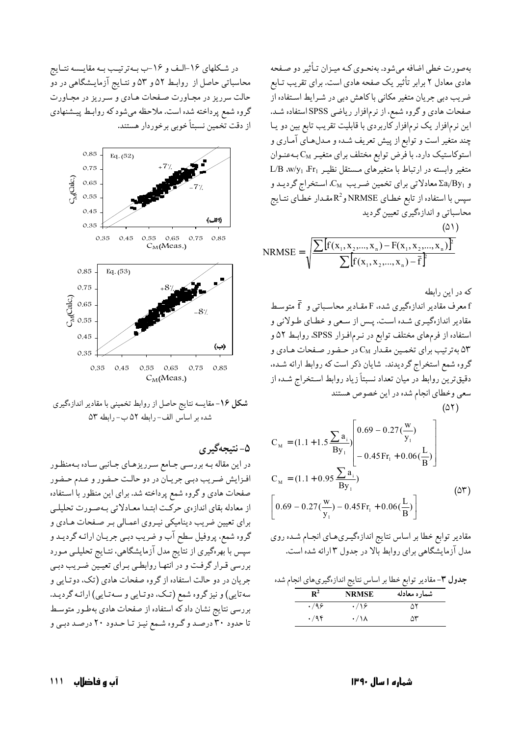به‌صورت خطی اضافه می‌شود. به‌نحوی که میزان تأثیر دو صفحه هادی معادل ۲ برابر تأثیر یک صفحه هادی است. برای تقریب تابع ضریب دبی جریان متغیر مکانی با کاهش دبی در شرایط استفاده از صفحات هادی و گروه شمع، از نرم‌افزار ریاضی SPSS استفاده شد. این نرم‌افزار یک نرم‌افزار کاربردی با قابلیت تقریب تابع بین دو یا چند متغیر است و توابع از پیش تعریف شده و مدل‌های آماری و استوکاستیک دارد. با فرض توابع مختلف برای متغیر $C_M$ به‌عنوان متغیر وابسته در ارتباط با متغیرهای مستقل نظیر $L/B$ ،$w/y_1$ ،$Fr_1$ و $\Sigma a_i/By_1$ معادلاتی برای تخمین ضریب $C_M$ استخراج گردید و سپس با استفاده از تابع خطای NRMSE و $R^2$ مقدار خطای نتایج محاسباتی و اندازه‌گیری تعیین گردید

$$\text{NRMSE} = \sqrt{\frac{\sum\left[f(x_1,x_2,...,x_n) - F(x_1,x_2,...,x_n)\right]^2}{\sum\left[f(x_1,x_2,...,x_n) - \bar{f}\right]^2}} \tag{51}$$

که در این رابطه

f معرف مقادیر اندازه‌گیری شده، F مقادیر محاسباتی و $\bar{f}$ متوسط مقادیر اندازه‌گیری شده است. پس از سعی و خطای طولانی و استفاده از فرم‌های مختلف توابع در نرم‌افزار SPSS، روابط ۵۲ و ۵۳ به‌ترتیب برای تخمین مقدار $C_M$ در حضور صفحات هادی و گروه شمع استخراج گردیدند. شایان ذکر است که روابط ارائه شده، دقیق‌ترین روابط در میان تعداد نسبتاً زیاد روابط استخراج شده از سعی و خطای انجام شده در این خصوص هستند

$$C_M = \left(1.1 + 1.5\frac{\sum a_i}{By_1}\right)\left[0.69 - 0.27\left(\frac{w}{y_1}\right) - 0.45\,Fr_1 + 0.06\left(\frac{L}{B}\right)\right] \tag{52}$$

$$C_M = \left(1.1 + 0.95\frac{\sum a_i}{By_1}\right)\left[0.69 - 0.27\left(\frac{w}{y_1}\right) - 0.45\,Fr_1 + 0.06\left(\frac{L}{B}\right)\right] \tag{53}$$

مقادیر توابع خطا بر اساس نتایج اندازه‌گیری‌های انجام شده روی مدل آزمایشگاهی برای روابط بالا در جدول ۳ ارائه شده است.

**جدول ۳**- مقادیر توابع خطا بر اساس نتایج اندازه‌گیری‌های انجام شده

| شماره معادله | NRMSE | $R^2$ |
|---|---|---|
| ۵۲ | ۰/۱۶ | ۰/۹۶ |
| ۵۳ | ۰/۱۸ | ۰/۹۴ |

در شکل‌های ۱۶-الف و ۱۶-ب به‌ترتیب به مقایسه نتایج محاسباتی حاصل از روابط ۵۲ و ۵۳ و نتایج آزمایشگاهی در دو حالت سرریز در مجاورت صفحات هادی و سرریز در مجاورت گروه شمع پرداخته شده است. ملاحظه می‌شود که روابط پیشنهادی از دقت تخمین نسبتاً خوبی برخوردار هستند.

**شکل ۱۶**- مقایسه نتایج حاصل از روابط تخمینی با مقادیر اندازه‌گیری شده بر اساس الف- رابطه ۵۲ ب- رابطه ۵۳

## ۵- نتیجه‌گیری

در این مقاله به بررسی جامع سرریزهای جانبی ساده به‌منظور افزایش ضریب دبی جریان در دو حالت حضور و عدم حضور صفحات هادی و گروه شمع پرداخته شد. برای این منظور با استفاده از معادله بقای اندازه‌ی حرکت ابتدا معادلاتی به‌صورت تحلیلی برای تعیین ضریب دینامیکی نیروی اعمالی بر صفحات هادی و گروه شمع، پروفیل سطح آب و ضریب دبی جریان ارائه گردید و سپس با بهره‌گیری از نتایج مدل آزمایشگاهی، نتایج تحلیلی مورد بررسی قرار گرفت و در انتها روابطی برای تعیین ضریب دبی جریان در دو حالت استفاده از گروه صفحات هادی (تک، دوتایی و سه‌تایی) و نیز گروه شمع (تک، دوتایی و سه‌تایی) ارائه گردید. بررسی نتایج نشان داد که استفاده از صفحات هادی به‌طور متوسط تا حدود ۳۰ درصد و گروه شمع نیز تا حدود ۲۰ درصد دبی و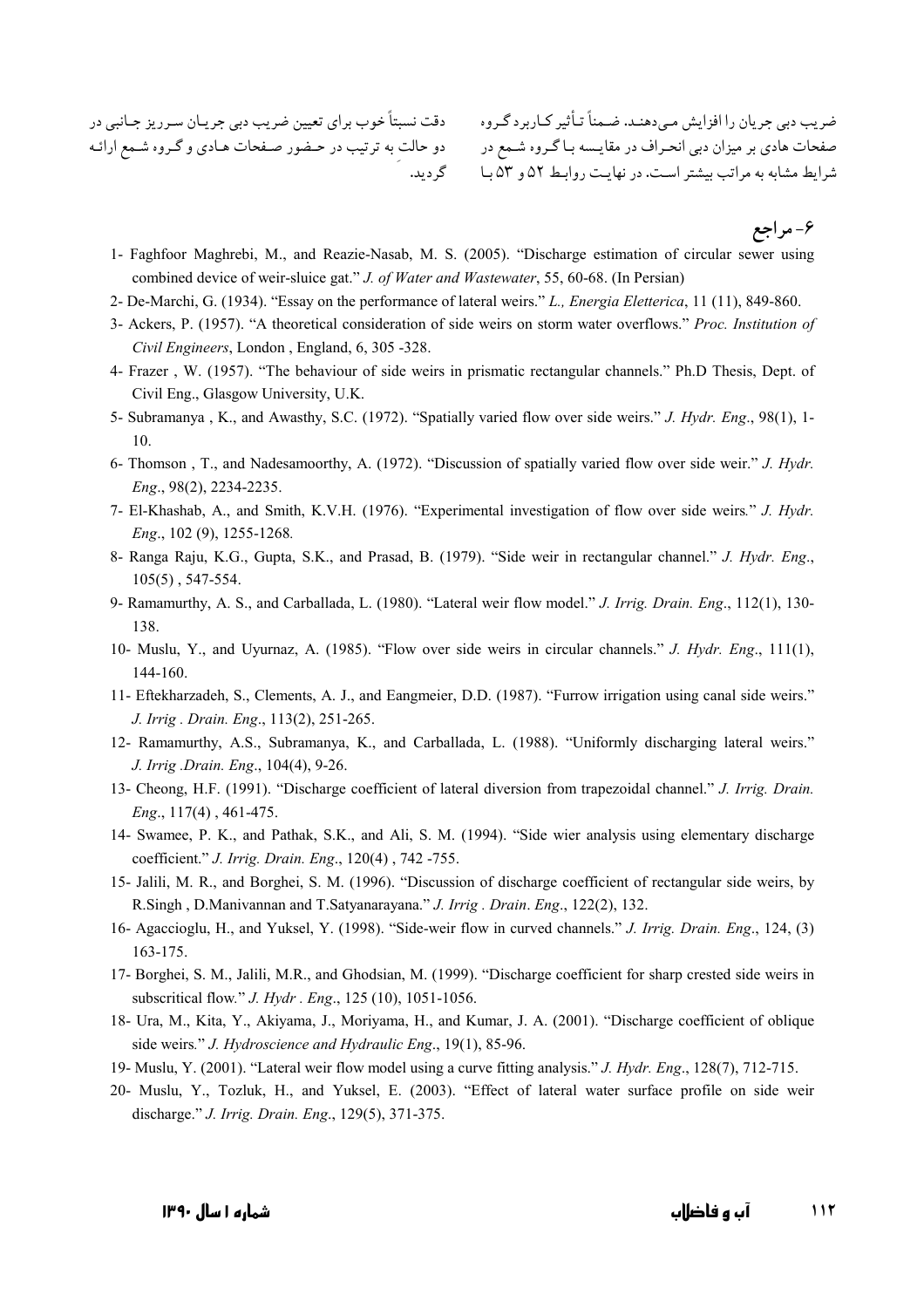ضریب دبی جریان را افزایش می‌دهند. ضمناً تأثیر کاربرد گروه صفحات هادی بر میزان دبی انحراف در مقایسه با گروه شمع در شرایط مشابه به مراتب بیشتر است. در نهایت روابط ۵۲ و ۵۳ با دقت نسبتاً خوب برای تعیین ضریب دبی جریان سرریز جانبی در دو حالت به ترتیب در حضور صفحات هادی و گروه شمع ارائه گردید.

## ۶- مراجع

1- Faghfoor Maghrebi, M., and Reazie-Nasab, M. S. (2005). "Discharge estimation of circular sewer using combined device of weir-sluice gat." *J. of Water and Wastewater*, 55, 60-68. (In Persian)

2- De-Marchi, G. (1934). "Essay on the performance of lateral weirs." *L., Energia Eletterica*, 11 (11), 849-860.

3- Ackers, P. (1957). "A theoretical consideration of side weirs on storm water overflows." *Proc. Institution of Civil Engineers*, London , England, 6, 305 -328.

4- Frazer , W. (1957). "The behaviour of side weirs in prismatic rectangular channels." Ph.D Thesis, Dept. of Civil Eng., Glasgow University, U.K.

5- Subramanya , K., and Awasthy, S.C. (1972). "Spatially varied flow over side weirs." *J. Hydr. Eng*., 98(1), 1-10.

6- Thomson , T., and Nadesamoorthy, A. (1972). "Discussion of spatially varied flow over side weir." *J. Hydr. Eng*., 98(2), 2234-2235.

7- El-Khashab, A., and Smith, K.V.H. (1976). "Experimental investigation of flow over side weirs." *J. Hydr. Eng*., 102 (9), 1255-1268.

8- Ranga Raju, K.G., Gupta, S.K., and Prasad, B. (1979). "Side weir in rectangular channel." *J. Hydr. Eng*., 105(5) , 547-554.

9- Ramamurthy, A. S., and Carballada, L. (1980). "Lateral weir flow model." *J. Irrig. Drain. Eng*., 112(1), 130-138.

10- Muslu, Y., and Uyurnaz, A. (1985). "Flow over side weirs in circular channels." *J. Hydr. Eng*., 111(1), 144-160.

11- Eftekharzadeh, S., Clements, A. J., and Eangmeier, D.D. (1987). "Furrow irrigation using canal side weirs." *J. Irrig . Drain. Eng*., 113(2), 251-265.

12- Ramamurthy, A.S., Subramanya, K., and Carballada, L. (1988). "Uniformly discharging lateral weirs." *J. Irrig .Drain. Eng*., 104(4), 9-26.

13- Cheong, H.F. (1991). "Discharge coefficient of lateral diversion from trapezoidal channel." *J. Irrig. Drain. Eng*., 117(4) , 461-475.

14- Swamee, P. K., and Pathak, S.K., and Ali, S. M. (1994). "Side wier analysis using elementary discharge coefficient." *J. Irrig. Drain. Eng*., 120(4) , 742 -755.

15- Jalili, M. R., and Borghei, S. M. (1996). "Discussion of discharge coefficient of rectangular side weirs, by R.Singh , D.Manivannan and T.Satyanarayana." *J. Irrig . Drain. Eng*., 122(2), 132.

16- Agaccioglu, H., and Yuksel, Y. (1998). "Side-weir flow in curved channels." *J. Irrig. Drain. Eng*., 124, (3) 163-175.

17- Borghei, S. M., Jalili, M.R., and Ghodsian, M. (1999). "Discharge coefficient for sharp crested side weirs in subcritical flow." *J. Hydr . Eng*., 125 (10), 1051-1056.

18- Ura, M., Kita, Y., Akiyama, J., Moriyama, H., and Kumar, J. A. (2001). "Discharge coefficient of oblique side weirs." *J. Hydroscience and Hydraulic Eng*., 19(1), 85-96.

19- Muslu, Y. (2001). "Lateral weir flow model using a curve fitting analysis." *J. Hydr. Eng*., 128(7), 712-715.

20- Muslu, Y., Tozluk, H., and Yuksel, E. (2003). "Effect of lateral water surface profile on side weir discharge." *J. Irrig. Drain. Eng*., 129(5), 371-375.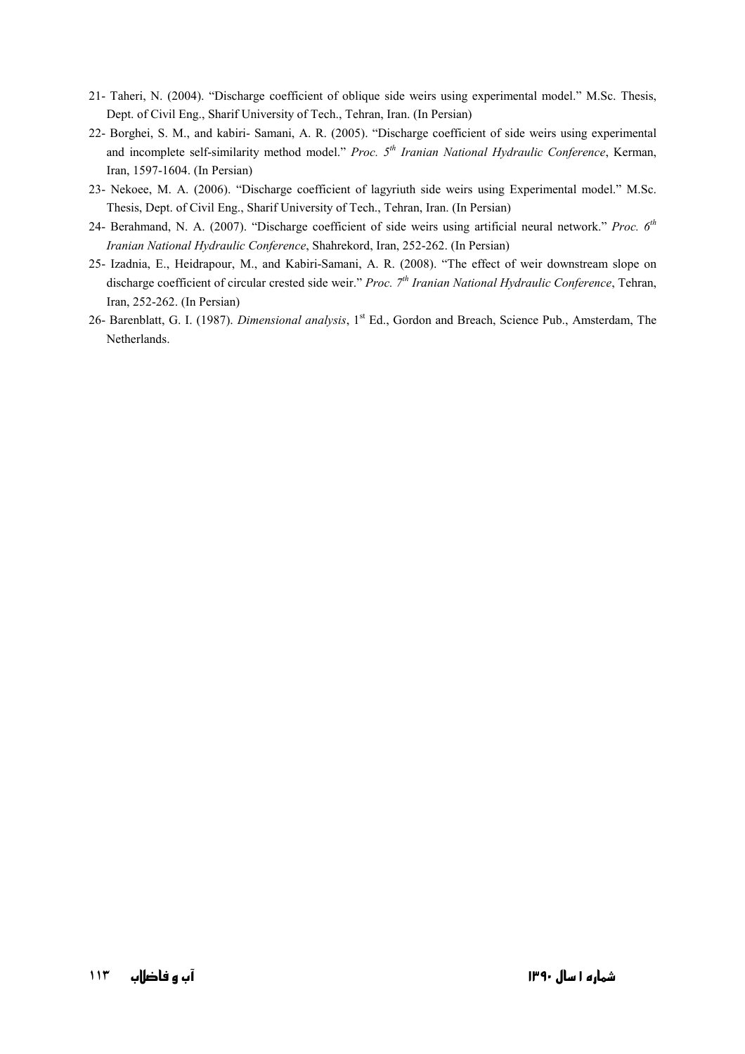21- Taheri, N. (2004). "Discharge coefficient of oblique side weirs using experimental model." M.Sc. Thesis, Dept. of Civil Eng., Sharif University of Tech., Tehran, Iran. (In Persian)

22- Borghei, S. M., and kabiri- Samani, A. R. (2005). "Discharge coefficient of side weirs using experimental and incomplete self-similarity method model." *Proc. 5th Iranian National Hydraulic Conference*, Kerman, Iran, 1597-1604. (In Persian)

23- Nekoee, M. A. (2006). "Discharge coefficient of lagyriuth side weirs using Experimental model." M.Sc. Thesis, Dept. of Civil Eng., Sharif University of Tech., Tehran, Iran. (In Persian)

24- Berahmand, N. A. (2007). "Discharge coefficient of side weirs using artificial neural network." *Proc. 6th Iranian National Hydraulic Conference*, Shahrekord, Iran, 252-262. (In Persian)

25- Izadnia, E., Heidrapour, M., and Kabiri-Samani, A. R. (2008). "The effect of weir downstream slope on discharge coefficient of circular crested side weir." *Proc. 7th Iranian National Hydraulic Conference*, Tehran, Iran, 252-262. (In Persian)

26- Barenblatt, G. I. (1987). *Dimensional analysis*, 1st Ed., Gordon and Breach, Science Pub., Amsterdam, The Netherlands.